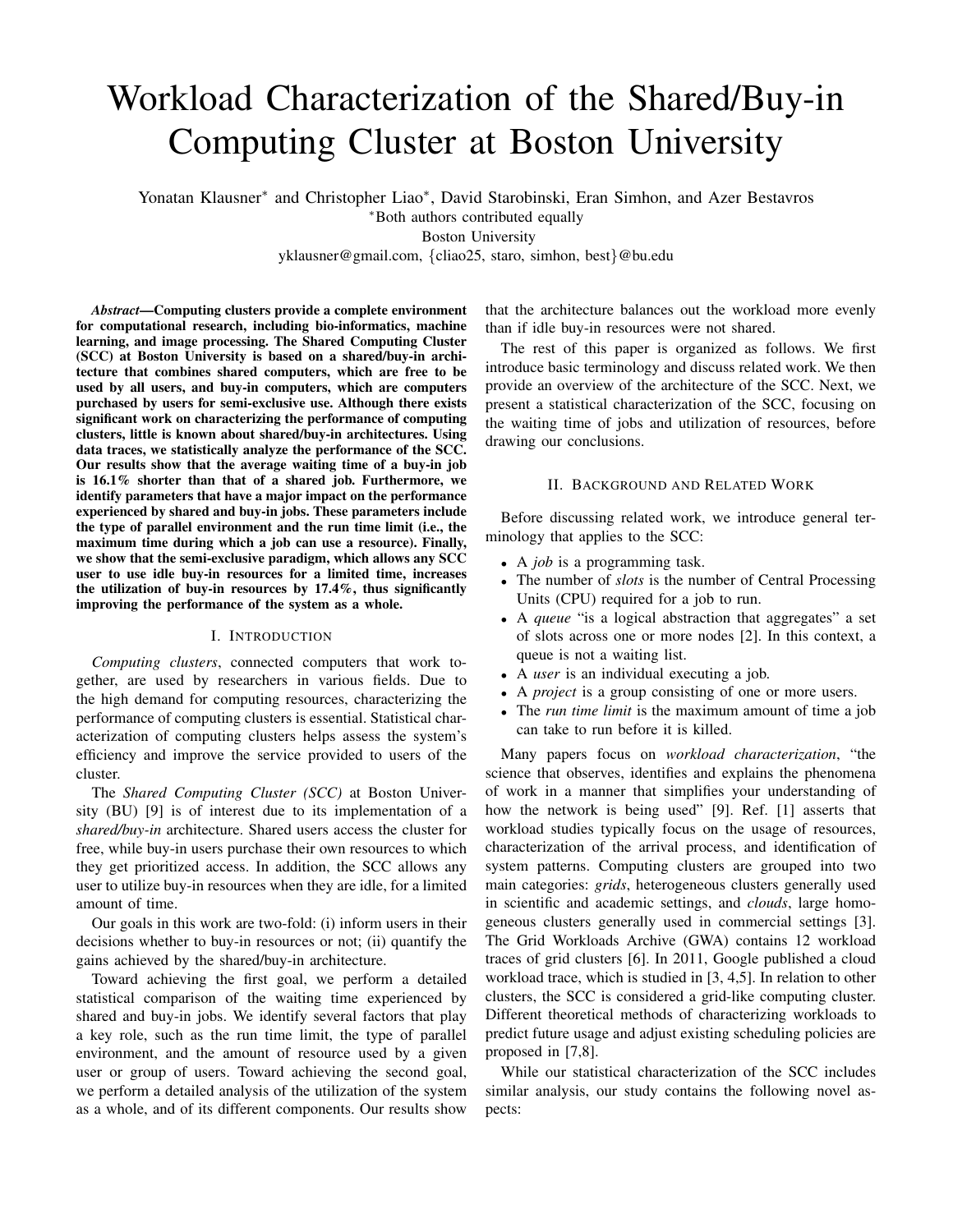# Workload Characterization of the Shared/Buy-in Computing Cluster at Boston University

Yonatan Klausner* and Christopher Liao*, David Starobinski, Eran Simhon, and Azer Bestavros

*Both authors contributed equally

Boston University

yklausner@gmail.com, {cliao25, staro, simhon, best}@bu.edu

***Abstract*—Computing clusters provide a complete environment for computational research, including bio-informatics, machine learning, and image processing. The Shared Computing Cluster (SCC) at Boston University is based on a shared/buy-in architecture that combines shared computers, which are free to be used by all users, and buy-in computers, which are computers purchased by users for semi-exclusive use. Although there exists significant work on characterizing the performance of computing clusters, little is known about shared/buy-in architectures. Using data traces, we statistically analyze the performance of the SCC. Our results show that the average waiting time of a buy-in job is 16.1% shorter than that of a shared job. Furthermore, we identify parameters that have a major impact on the performance experienced by shared and buy-in jobs. These parameters include the type of parallel environment and the run time limit (i.e., the maximum time during which a job can use a resource). Finally, we show that the semi-exclusive paradigm, which allows any SCC user to use idle buy-in resources for a limited time, increases the utilization of buy-in resources by 17.4%, thus significantly improving the performance of the system as a whole.**

## I. Introduction

*Computing clusters*, connected computers that work together, are used by researchers in various fields. Due to the high demand for computing resources, characterizing the performance of computing clusters is essential. Statistical characterization of computing clusters helps assess the system's efficiency and improve the service provided to users of the cluster.

The *Shared Computing Cluster (SCC)* at Boston University (BU) [9] is of interest due to its implementation of a *shared/buy-in* architecture. Shared users access the cluster for free, while buy-in users purchase their own resources to which they get prioritized access. In addition, the SCC allows any user to utilize buy-in resources when they are idle, for a limited amount of time.

Our goals in this work are two-fold: (i) inform users in their decisions whether to buy-in resources or not; (ii) quantify the gains achieved by the shared/buy-in architecture.

Toward achieving the first goal, we perform a detailed statistical comparison of the waiting time experienced by shared and buy-in jobs. We identify several factors that play a key role, such as the run time limit, the type of parallel environment, and the amount of resource used by a given user or group of users. Toward achieving the second goal, we perform a detailed analysis of the utilization of the system as a whole, and of its different components. Our results show that the architecture balances out the workload more evenly than if idle buy-in resources were not shared.

The rest of this paper is organized as follows. We first introduce basic terminology and discuss related work. We then provide an overview of the architecture of the SCC. Next, we present a statistical characterization of the SCC, focusing on the waiting time of jobs and utilization of resources, before drawing our conclusions.

## II. Background and Related Work

Before discussing related work, we introduce general terminology that applies to the SCC:

- A *job* is a programming task.
- The number of *slots* is the number of Central Processing Units (CPU) required for a job to run.
- A *queue* "is a logical abstraction that aggregates" a set of slots across one or more nodes [2]. In this context, a queue is not a waiting list.
- A *user* is an individual executing a job.
- A *project* is a group consisting of one or more users.
- The *run time limit* is the maximum amount of time a job can take to run before it is killed.

Many papers focus on *workload characterization*, "the science that observes, identifies and explains the phenomena of work in a manner that simplifies your understanding of how the network is being used" [9]. Ref. [1] asserts that workload studies typically focus on the usage of resources, characterization of the arrival process, and identification of system patterns. Computing clusters are grouped into two main categories: *grids*, heterogeneous clusters generally used in scientific and academic settings, and *clouds*, large homogeneous clusters generally used in commercial settings [3]. The Grid Workloads Archive (GWA) contains 12 workload traces of grid clusters [6]. In 2011, Google published a cloud workload trace, which is studied in [3, 4,5]. In relation to other clusters, the SCC is considered a grid-like computing cluster. Different theoretical methods of characterizing workloads to predict future usage and adjust existing scheduling policies are proposed in [7,8].

While our statistical characterization of the SCC includes similar analysis, our study contains the following novel aspects: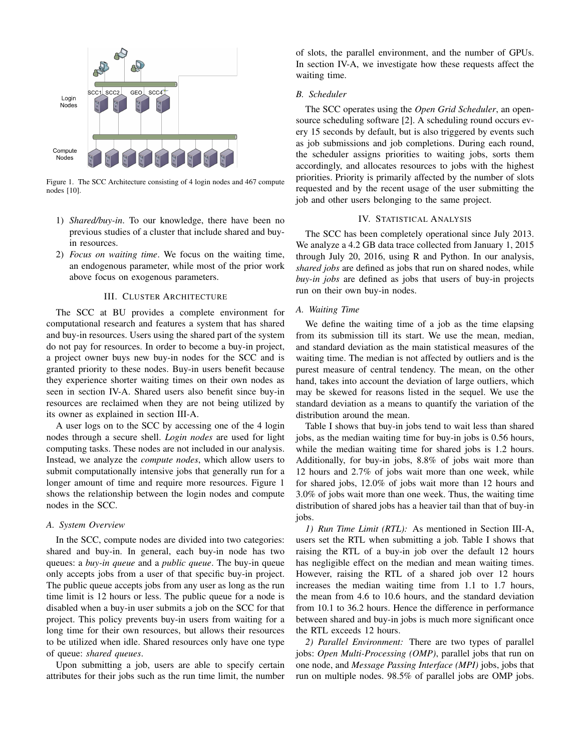Figure 1. The SCC Architecture consisting of 4 login nodes and 467 compute nodes [10].

1) *Shared/buy-in*. To our knowledge, there have been no previous studies of a cluster that include shared and buy-in resources.
2) *Focus on waiting time*. We focus on the waiting time, an endogenous parameter, while most of the prior work above focus on exogenous parameters.

## III. Cluster Architecture

The SCC at BU provides a complete environment for computational research and features a system that has shared and buy-in resources. Users using the shared part of the system do not pay for resources. In order to become a buy-in project, a project owner buys new buy-in nodes for the SCC and is granted priority to these nodes. Buy-in users benefit because they experience shorter waiting times on their own nodes as seen in section IV-A. Shared users also benefit since buy-in resources are reclaimed when they are not being utilized by its owner as explained in section III-A.

A user logs on to the SCC by accessing one of the 4 login nodes through a secure shell. *Login nodes* are used for light computing tasks. These nodes are not included in our analysis. Instead, we analyze the *compute nodes*, which allow users to submit computationally intensive jobs that generally run for a longer amount of time and require more resources. Figure 1 shows the relationship between the login nodes and compute nodes in the SCC.

### A. System Overview

In the SCC, compute nodes are divided into two categories: shared and buy-in. In general, each buy-in node has two queues: a *buy-in queue* and a *public queue*. The buy-in queue only accepts jobs from a user of that specific buy-in project. The public queue accepts jobs from any user as long as the run time limit is 12 hours or less. The public queue for a node is disabled when a buy-in user submits a job on the SCC for that project. This policy prevents buy-in users from waiting for a long time for their own resources, but allows their resources to be utilized when idle. Shared resources only have one type of queue: *shared queues*.

Upon submitting a job, users are able to specify certain attributes for their jobs such as the run time limit, the number of slots, the parallel environment, and the number of GPUs. In section IV-A, we investigate how these requests affect the waiting time.

### B. Scheduler

The SCC operates using the *Open Grid Scheduler*, an open-source scheduling software [2]. A scheduling round occurs every 15 seconds by default, but is also triggered by events such as job submissions and job completions. During each round, the scheduler assigns priorities to waiting jobs, sorts them accordingly, and allocates resources to jobs with the highest priorities. Priority is primarily affected by the number of slots requested and by the recent usage of the user submitting the job and other users belonging to the same project.

## IV. Statistical Analysis

The SCC has been completely operational since July 2013. We analyze a 4.2 GB data trace collected from January 1, 2015 through July 20, 2016, using R and Python. In our analysis, *shared jobs* are defined as jobs that run on shared nodes, while *buy-in jobs* are defined as jobs that users of buy-in projects run on their own buy-in nodes.

### A. Waiting Time

We define the waiting time of a job as the time elapsing from its submission till its start. We use the mean, median, and standard deviation as the main statistical measures of the waiting time. The median is not affected by outliers and is the purest measure of central tendency. The mean, on the other hand, takes into account the deviation of large outliers, which may be skewed for reasons listed in the sequel. We use the standard deviation as a means to quantify the variation of the distribution around the mean.

Table I shows that buy-in jobs tend to wait less than shared jobs, as the median waiting time for buy-in jobs is 0.56 hours, while the median waiting time for shared jobs is 1.2 hours. Additionally, for buy-in jobs, 8.8% of jobs wait more than 12 hours and 2.7% of jobs wait more than one week, while for shared jobs, 12.0% of jobs wait more than 12 hours and 3.0% of jobs wait more than one week. Thus, the waiting time distribution of shared jobs has a heavier tail than that of buy-in jobs.

*1) Run Time Limit (RTL):* As mentioned in Section III-A, users set the RTL when submitting a job. Table I shows that raising the RTL of a buy-in job over the default 12 hours has negligible effect on the median and mean waiting times. However, raising the RTL of a shared job over 12 hours increases the median waiting time from 1.1 to 1.7 hours, the mean from 4.6 to 10.6 hours, and the standard deviation from 10.1 to 36.2 hours. Hence the difference in performance between shared and buy-in jobs is much more significant once the RTL exceeds 12 hours.

*2) Parallel Environment:* There are two types of parallel jobs: *Open Multi-Processing (OMP)*, parallel jobs that run on one node, and *Message Passing Interface (MPI)* jobs, jobs that run on multiple nodes. 98.5% of parallel jobs are OMP jobs.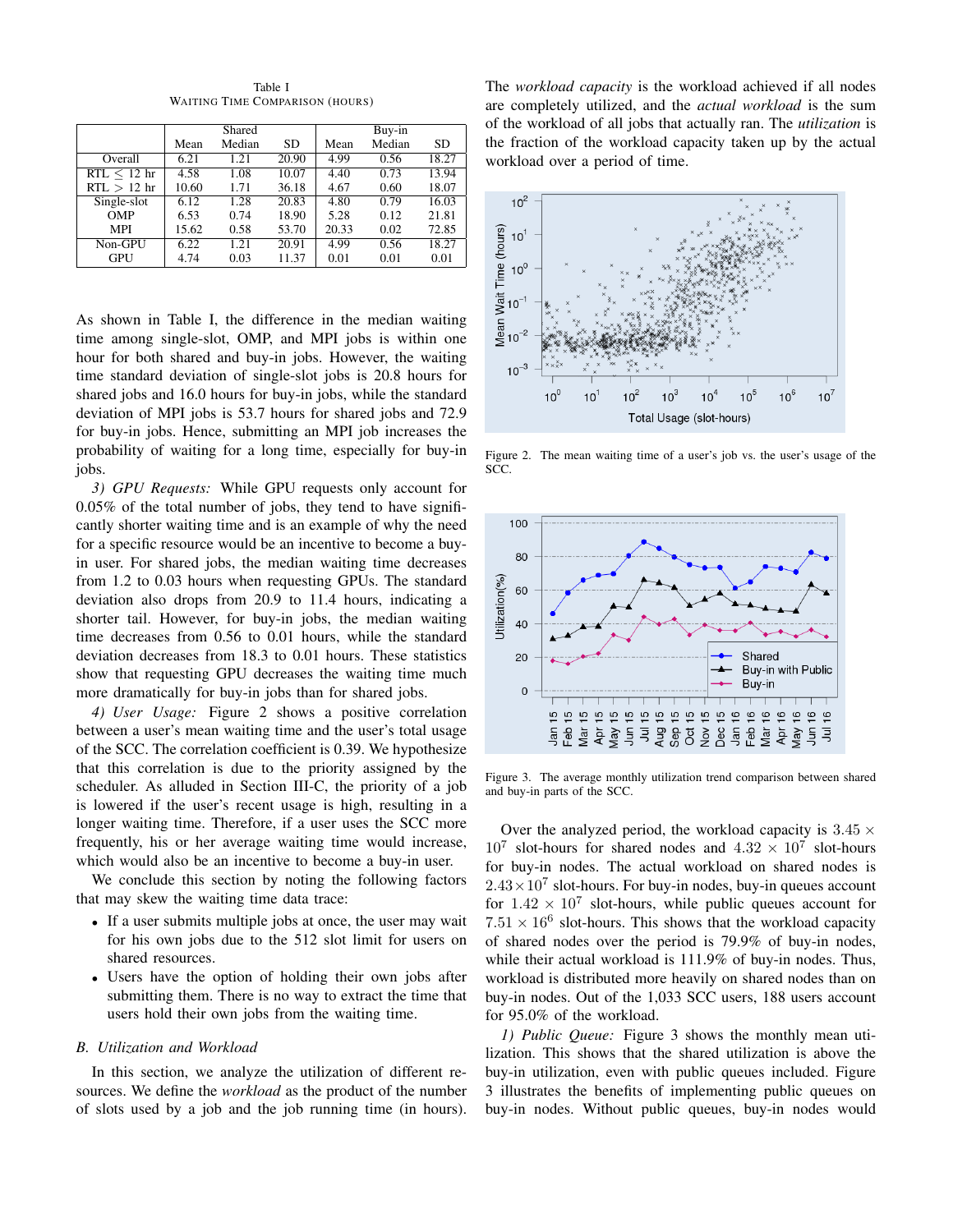Table I
WAITING TIME COMPARISON (HOURS)

| | Shared | | | Buy-in | | |
|---|---|---|---|---|---|---|
| | Mean | Median | SD | Mean | Median | SD |
| Overall | 6.21 | 1.21 | 20.90 | 4.99 | 0.56 | 18.27 |
| RTL $\leq$ 12 hr | 4.58 | 1.08 | 10.07 | 4.40 | 0.73 | 13.94 |
| RTL $>$ 12 hr | 10.60 | 1.71 | 36.18 | 4.67 | 0.60 | 18.07 |
| Single-slot | 6.12 | 1.28 | 20.83 | 4.80 | 0.79 | 16.03 |
| OMP | 6.53 | 0.74 | 18.90 | 5.28 | 0.12 | 21.81 |
| MPI | 15.62 | 0.58 | 53.70 | 20.33 | 0.02 | 72.85 |
| Non-GPU | 6.22 | 1.21 | 20.91 | 4.99 | 0.56 | 18.27 |
| GPU | 4.74 | 0.03 | 11.37 | 0.01 | 0.01 | 0.01 |

As shown in Table I, the difference in the median waiting time among single-slot, OMP, and MPI jobs is within one hour for both shared and buy-in jobs. However, the waiting time standard deviation of single-slot jobs is 20.8 hours for shared jobs and 16.0 hours for buy-in jobs, while the standard deviation of MPI jobs is 53.7 hours for shared jobs and 72.9 for buy-in jobs. Hence, submitting an MPI job increases the probability of waiting for a long time, especially for buy-in jobs.

*3) GPU Requests:* While GPU requests only account for 0.05% of the total number of jobs, they tend to have significantly shorter waiting time and is an example of why the need for a specific resource would be an incentive to become a buy-in user. For shared jobs, the median waiting time decreases from 1.2 to 0.03 hours when requesting GPUs. The standard deviation also drops from 20.9 to 11.4 hours, indicating a shorter tail. However, for buy-in jobs, the median waiting time decreases from 0.56 to 0.01 hours, while the standard deviation decreases from 18.3 to 0.01 hours. These statistics show that requesting GPU decreases the waiting time much more dramatically for buy-in jobs than for shared jobs.

*4) User Usage:* Figure 2 shows a positive correlation between a user's mean waiting time and the user's total usage of the SCC. The correlation coefficient is 0.39. We hypothesize that this correlation is due to the priority assigned by the scheduler. As alluded in Section III-C, the priority of a job is lowered if the user's recent usage is high, resulting in a longer waiting time. Therefore, if a user uses the SCC more frequently, his or her average waiting time would increase, which would also be an incentive to become a buy-in user.

We conclude this section by noting the following factors that may skew the waiting time data trace:

- If a user submits multiple jobs at once, the user may wait for his own jobs due to the 512 slot limit for users on shared resources.
- Users have the option of holding their own jobs after submitting them. There is no way to extract the time that users hold their own jobs from the waiting time.

### B. Utilization and Workload

In this section, we analyze the utilization of different resources. We define the *workload* as the product of the number of slots used by a job and the job running time (in hours). The *workload capacity* is the workload achieved if all nodes are completely utilized, and the *actual workload* is the sum of the workload of all jobs that actually ran. The *utilization* is the fraction of the workload capacity taken up by the actual workload over a period of time.

Figure 2. The mean waiting time of a user's job vs. the user's usage of the SCC.

Figure 3. The average monthly utilization trend comparison between shared and buy-in parts of the SCC.

Over the analyzed period, the workload capacity is $3.45 \times 10^7$ slot-hours for shared nodes and $4.32 \times 10^7$ slot-hours for buy-in nodes. The actual workload on shared nodes is $2.43 \times 10^7$ slot-hours. For buy-in nodes, buy-in queues account for $1.42 \times 10^7$ slot-hours, while public queues account for $7.51 \times 16^6$ slot-hours. This shows that the workload capacity of shared nodes over the period is 79.9% of buy-in nodes, while their actual workload is 111.9% of buy-in nodes. Thus, workload is distributed more heavily on shared nodes than on buy-in nodes. Out of the 1,033 SCC users, 188 users account for 95.0% of the workload.

*1) Public Queue:* Figure 3 shows the monthly mean utilization. This shows that the shared utilization is above the buy-in utilization, even with public queues included. Figure 3 illustrates the benefits of implementing public queues on buy-in nodes. Without public queues, buy-in nodes would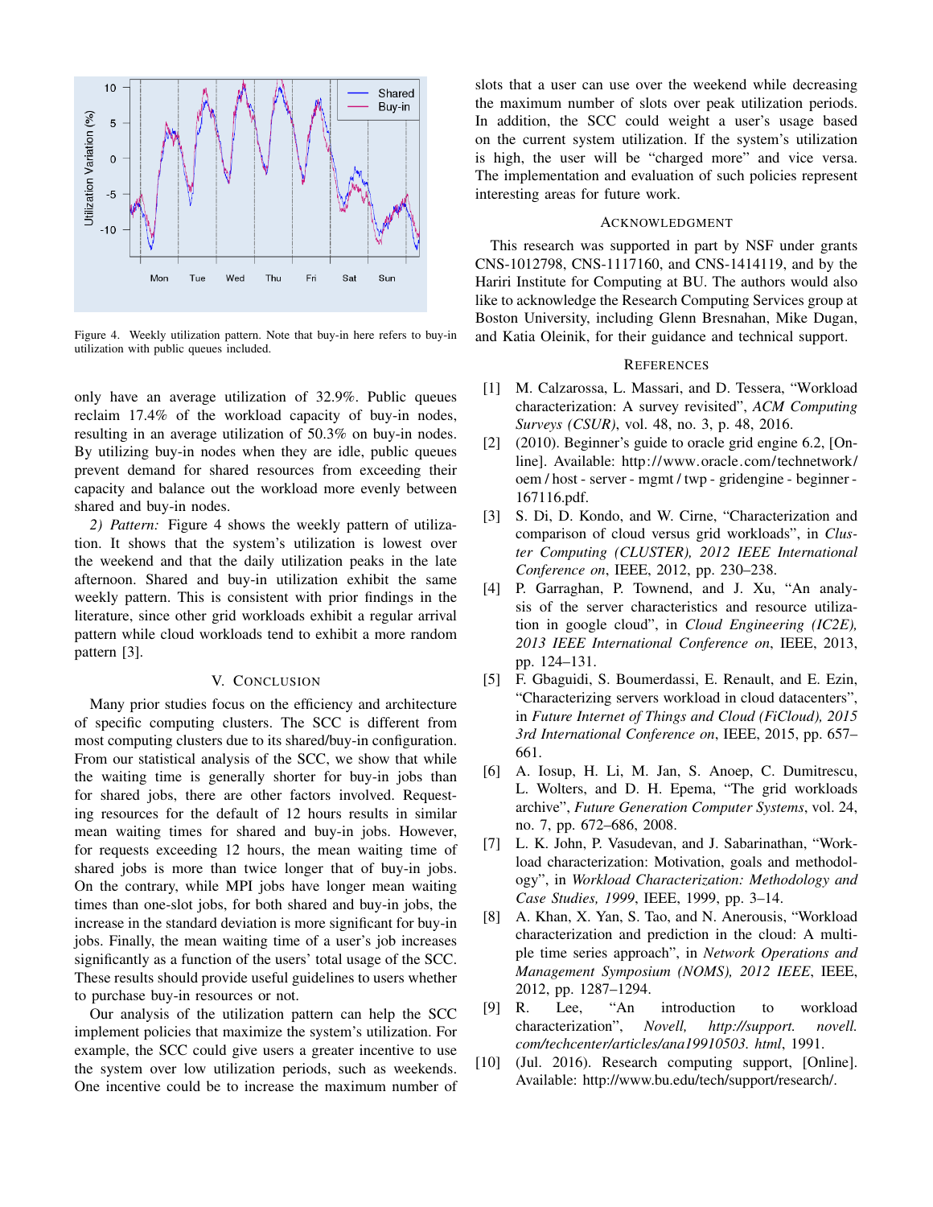10
5
0
-5
-10
Utilization Variation (%)
Shared
Buy-in
Mon Tue Wed Thu Fri Sat Sun

Figure 4. Weekly utilization pattern. Note that buy-in here refers to buy-in utilization with public queues included.

only have an average utilization of 32.9%. Public queues reclaim 17.4% of the workload capacity of buy-in nodes, resulting in an average utilization of 50.3% on buy-in nodes. By utilizing buy-in nodes when they are idle, public queues prevent demand for shared resources from exceeding their capacity and balance out the workload more evenly between shared and buy-in nodes.

*2) Pattern:* Figure 4 shows the weekly pattern of utilization. It shows that the system's utilization is lowest over the weekend and that the daily utilization peaks in the late afternoon. Shared and buy-in utilization exhibit the same weekly pattern. This is consistent with prior findings in the literature, since other grid workloads exhibit a regular arrival pattern while cloud workloads tend to exhibit a more random pattern [3].

## V. Conclusion

Many prior studies focus on the efficiency and architecture of specific computing clusters. The SCC is different from most computing clusters due to its shared/buy-in configuration. From our statistical analysis of the SCC, we show that while the waiting time is generally shorter for buy-in jobs than for shared jobs, there are other factors involved. Requesting resources for the default of 12 hours results in similar mean waiting times for shared and buy-in jobs. However, for requests exceeding 12 hours, the mean waiting time of shared jobs is more than twice longer that of buy-in jobs. On the contrary, while MPI jobs have longer mean waiting times than one-slot jobs, for both shared and buy-in jobs, the increase in the standard deviation is more significant for buy-in jobs. Finally, the mean waiting time of a user's job increases significantly as a function of the users' total usage of the SCC. These results should provide useful guidelines to users whether to purchase buy-in resources or not.

Our analysis of the utilization pattern can help the SCC implement policies that maximize the system's utilization. For example, the SCC could give users a greater incentive to use the system over low utilization periods, such as weekends. One incentive could be to increase the maximum number of slots that a user can use over the weekend while decreasing the maximum number of slots over peak utilization periods. In addition, the SCC could weight a user's usage based on the current system utilization. If the system's utilization is high, the user will be "charged more" and vice versa. The implementation and evaluation of such policies represent interesting areas for future work.

## Acknowledgment

This research was supported in part by NSF under grants CNS-1012798, CNS-1117160, and CNS-1414119, and by the Hariri Institute for Computing at BU. The authors would also like to acknowledge the Research Computing Services group at Boston University, including Glenn Bresnahan, Mike Dugan, and Katia Oleinik, for their guidance and technical support.

## References

[1] M. Calzarossa, L. Massari, and D. Tessera, "Workload characterization: A survey revisited", *ACM Computing Surveys (CSUR)*, vol. 48, no. 3, p. 48, 2016.

[2] (2010). Beginner's guide to oracle grid engine 6.2, [Online]. Available: http://www.oracle.com/technetwork/oem/host-server-mgmt/twp-gridengine-beginner-167116.pdf.

[3] S. Di, D. Kondo, and W. Cirne, "Characterization and comparison of cloud versus grid workloads", in *Cluster Computing (CLUSTER), 2012 IEEE International Conference on*, IEEE, 2012, pp. 230–238.

[4] P. Garraghan, P. Townend, and J. Xu, "An analysis of the server characteristics and resource utilization in google cloud", in *Cloud Engineering (IC2E), 2013 IEEE International Conference on*, IEEE, 2013, pp. 124–131.

[5] F. Gbaguidi, S. Boumerdassi, E. Renault, and E. Ezin, "Characterizing servers workload in cloud datacenters", in *Future Internet of Things and Cloud (FiCloud), 2015 3rd International Conference on*, IEEE, 2015, pp. 657–661.

[6] A. Iosup, H. Li, M. Jan, S. Anoep, C. Dumitrescu, L. Wolters, and D. H. Epema, "The grid workloads archive", *Future Generation Computer Systems*, vol. 24, no. 7, pp. 672–686, 2008.

[7] L. K. John, P. Vasudevan, and J. Sabarinathan, "Workload characterization: Motivation, goals and methodology", in *Workload Characterization: Methodology and Case Studies, 1999*, IEEE, 1999, pp. 3–14.

[8] A. Khan, X. Yan, S. Tao, and N. Anerousis, "Workload characterization and prediction in the cloud: A multiple time series approach", in *Network Operations and Management Symposium (NOMS), 2012 IEEE*, IEEE, 2012, pp. 1287–1294.

[9] R. Lee, "An introduction to workload characterization", *Novell, http://support.novell.com/techcenter/articles/ana19910503.html*, 1991.

[10] (Jul. 2016). Research computing support, [Online]. Available: http://www.bu.edu/tech/support/research/.